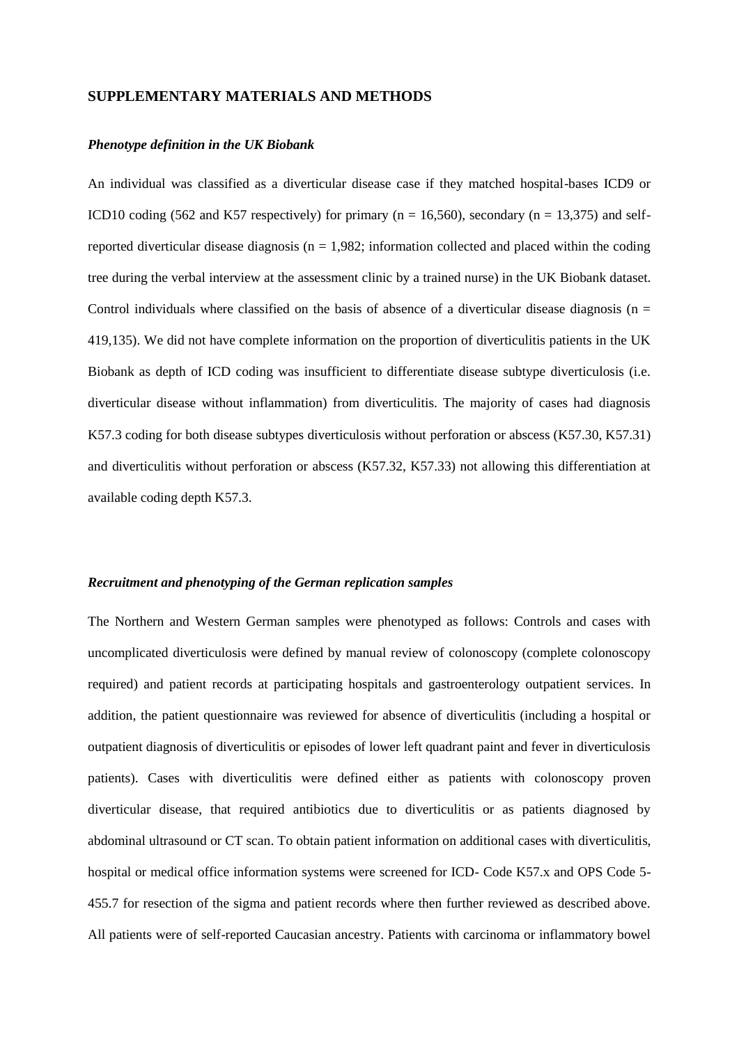## SUPPLEMENTARY MATERIALS AND METHODS

### *Phenotype definition in the UK Biobank*

An individual was classified as a diverticular disease case if they matched hospital-bases ICD9 or ICD10 coding (562 and K57 respectively) for primary (n = 16,560), secondary (n = 13,375) and self-reported diverticular disease diagnosis (n = 1,982; information collected and placed within the coding tree during the verbal interview at the assessment clinic by a trained nurse) in the UK Biobank dataset. Control individuals where classified on the basis of absence of a diverticular disease diagnosis (n = 419,135). We did not have complete information on the proportion of diverticulitis patients in the UK Biobank as depth of ICD coding was insufficient to differentiate disease subtype diverticulosis (i.e. diverticular disease without inflammation) from diverticulitis. The majority of cases had diagnosis K57.3 coding for both disease subtypes diverticulosis without perforation or abscess (K57.30, K57.31) and diverticulitis without perforation or abscess (K57.32, K57.33) not allowing this differentiation at available coding depth K57.3.

### *Recruitment and phenotyping of the German replication samples*

The Northern and Western German samples were phenotyped as follows: Controls and cases with uncomplicated diverticulosis were defined by manual review of colonoscopy (complete colonoscopy required) and patient records at participating hospitals and gastroenterology outpatient services. In addition, the patient questionnaire was reviewed for absence of diverticulitis (including a hospital or outpatient diagnosis of diverticulitis or episodes of lower left quadrant paint and fever in diverticulosis patients). Cases with diverticulitis were defined either as patients with colonoscopy proven diverticular disease, that required antibiotics due to diverticulitis or as patients diagnosed by abdominal ultrasound or CT scan. To obtain patient information on additional cases with diverticulitis, hospital or medical office information systems were screened for ICD- Code K57.x and OPS Code 5-455.7 for resection of the sigma and patient records where then further reviewed as described above. All patients were of self-reported Caucasian ancestry. Patients with carcinoma or inflammatory bowel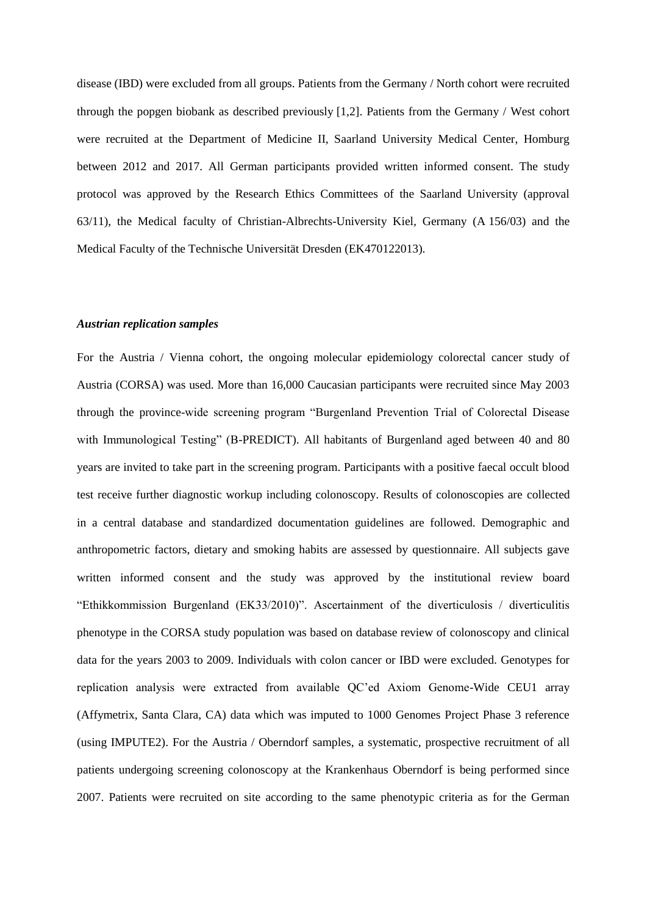disease (IBD) were excluded from all groups. Patients from the Germany / North cohort were recruited through the popgen biobank as described previously [1,2]. Patients from the Germany / West cohort were recruited at the Department of Medicine II, Saarland University Medical Center, Homburg between 2012 and 2017. All German participants provided written informed consent. The study protocol was approved by the Research Ethics Committees of the Saarland University (approval 63/11), the Medical faculty of Christian-Albrechts-University Kiel, Germany (A 156/03) and the Medical Faculty of the Technische Universität Dresden (EK470122013).

***Austrian replication samples***

For the Austria / Vienna cohort, the ongoing molecular epidemiology colorectal cancer study of Austria (CORSA) was used. More than 16,000 Caucasian participants were recruited since May 2003 through the province-wide screening program "Burgenland Prevention Trial of Colorectal Disease with Immunological Testing" (B-PREDICT). All habitants of Burgenland aged between 40 and 80 years are invited to take part in the screening program. Participants with a positive faecal occult blood test receive further diagnostic workup including colonoscopy. Results of colonoscopies are collected in a central database and standardized documentation guidelines are followed. Demographic and anthropometric factors, dietary and smoking habits are assessed by questionnaire. All subjects gave written informed consent and the study was approved by the institutional review board "Ethikkommission Burgenland (EK33/2010)". Ascertainment of the diverticulosis / diverticulitis phenotype in the CORSA study population was based on database review of colonoscopy and clinical data for the years 2003 to 2009. Individuals with colon cancer or IBD were excluded. Genotypes for replication analysis were extracted from available QC'ed Axiom Genome-Wide CEU1 array (Affymetrix, Santa Clara, CA) data which was imputed to 1000 Genomes Project Phase 3 reference (using IMPUTE2). For the Austria / Oberndorf samples, a systematic, prospective recruitment of all patients undergoing screening colonoscopy at the Krankenhaus Oberndorf is being performed since 2007. Patients were recruited on site according to the same phenotypic criteria as for the German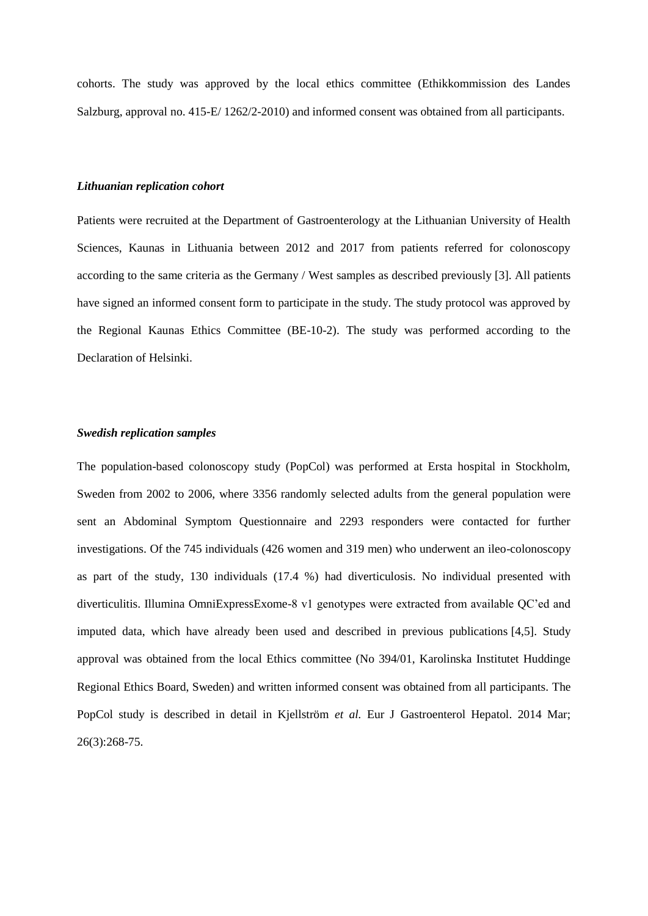cohorts. The study was approved by the local ethics committee (Ethikkommission des Landes Salzburg, approval no. 415-E/ 1262/2-2010) and informed consent was obtained from all participants.

### *Lithuanian replication cohort*

Patients were recruited at the Department of Gastroenterology at the Lithuanian University of Health Sciences, Kaunas in Lithuania between 2012 and 2017 from patients referred for colonoscopy according to the same criteria as the Germany / West samples as described previously [3]. All patients have signed an informed consent form to participate in the study. The study protocol was approved by the Regional Kaunas Ethics Committee (BE-10-2). The study was performed according to the Declaration of Helsinki.

### *Swedish replication samples*

The population-based colonoscopy study (PopCol) was performed at Ersta hospital in Stockholm, Sweden from 2002 to 2006, where 3356 randomly selected adults from the general population were sent an Abdominal Symptom Questionnaire and 2293 responders were contacted for further investigations. Of the 745 individuals (426 women and 319 men) who underwent an ileo-colonoscopy as part of the study, 130 individuals (17.4 %) had diverticulosis. No individual presented with diverticulitis. Illumina OmniExpressExome-8 v1 genotypes were extracted from available QC'ed and imputed data, which have already been used and described in previous publications [4,5]. Study approval was obtained from the local Ethics committee (No 394/01, Karolinska Institutet Huddinge Regional Ethics Board, Sweden) and written informed consent was obtained from all participants. The PopCol study is described in detail in Kjellström *et al.* Eur J Gastroenterol Hepatol. 2014 Mar; 26(3):268-75.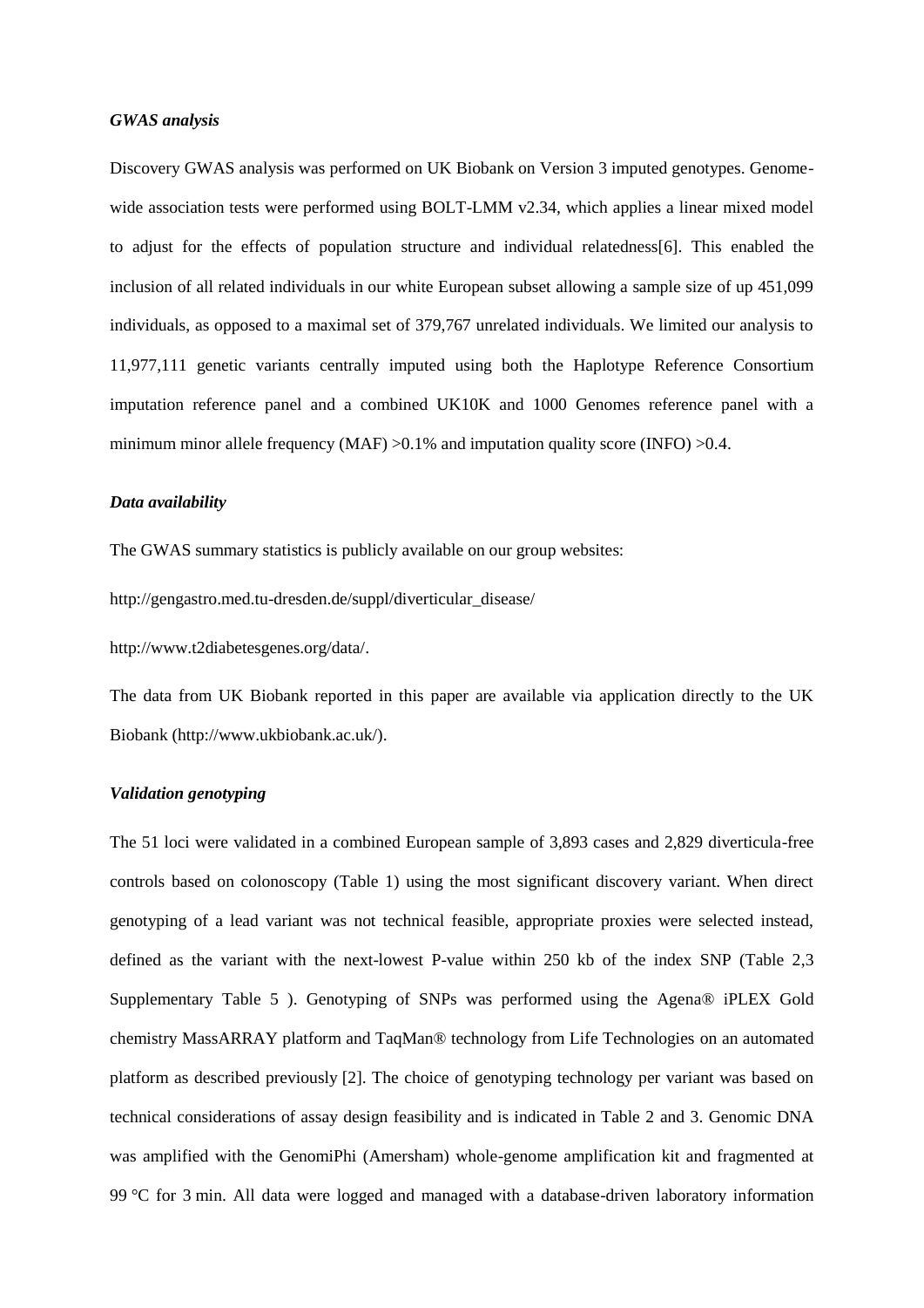### *GWAS analysis*

Discovery GWAS analysis was performed on UK Biobank on Version 3 imputed genotypes. Genome-wide association tests were performed using BOLT-LMM v2.34, which applies a linear mixed model to adjust for the effects of population structure and individual relatedness[6]. This enabled the inclusion of all related individuals in our white European subset allowing a sample size of up 451,099 individuals, as opposed to a maximal set of 379,767 unrelated individuals. We limited our analysis to 11,977,111 genetic variants centrally imputed using both the Haplotype Reference Consortium imputation reference panel and a combined UK10K and 1000 Genomes reference panel with a minimum minor allele frequency (MAF) >0.1% and imputation quality score (INFO) >0.4.

### *Data availability*

The GWAS summary statistics is publicly available on our group websites:

http://gengastro.med.tu-dresden.de/suppl/diverticular_disease/

http://www.t2diabetesgenes.org/data/.

The data from UK Biobank reported in this paper are available via application directly to the UK Biobank (http://www.ukbiobank.ac.uk/).

### *Validation genotyping*

The 51 loci were validated in a combined European sample of 3,893 cases and 2,829 diverticula-free controls based on colonoscopy (Table 1) using the most significant discovery variant. When direct genotyping of a lead variant was not technical feasible, appropriate proxies were selected instead, defined as the variant with the next-lowest P-value within 250 kb of the index SNP (Table 2,3 Supplementary Table 5 ). Genotyping of SNPs was performed using the Agena® iPLEX Gold chemistry MassARRAY platform and TaqMan® technology from Life Technologies on an automated platform as described previously [2]. The choice of genotyping technology per variant was based on technical considerations of assay design feasibility and is indicated in Table 2 and 3. Genomic DNA was amplified with the GenomiPhi (Amersham) whole-genome amplification kit and fragmented at 99 °C for 3 min. All data were logged and managed with a database-driven laboratory information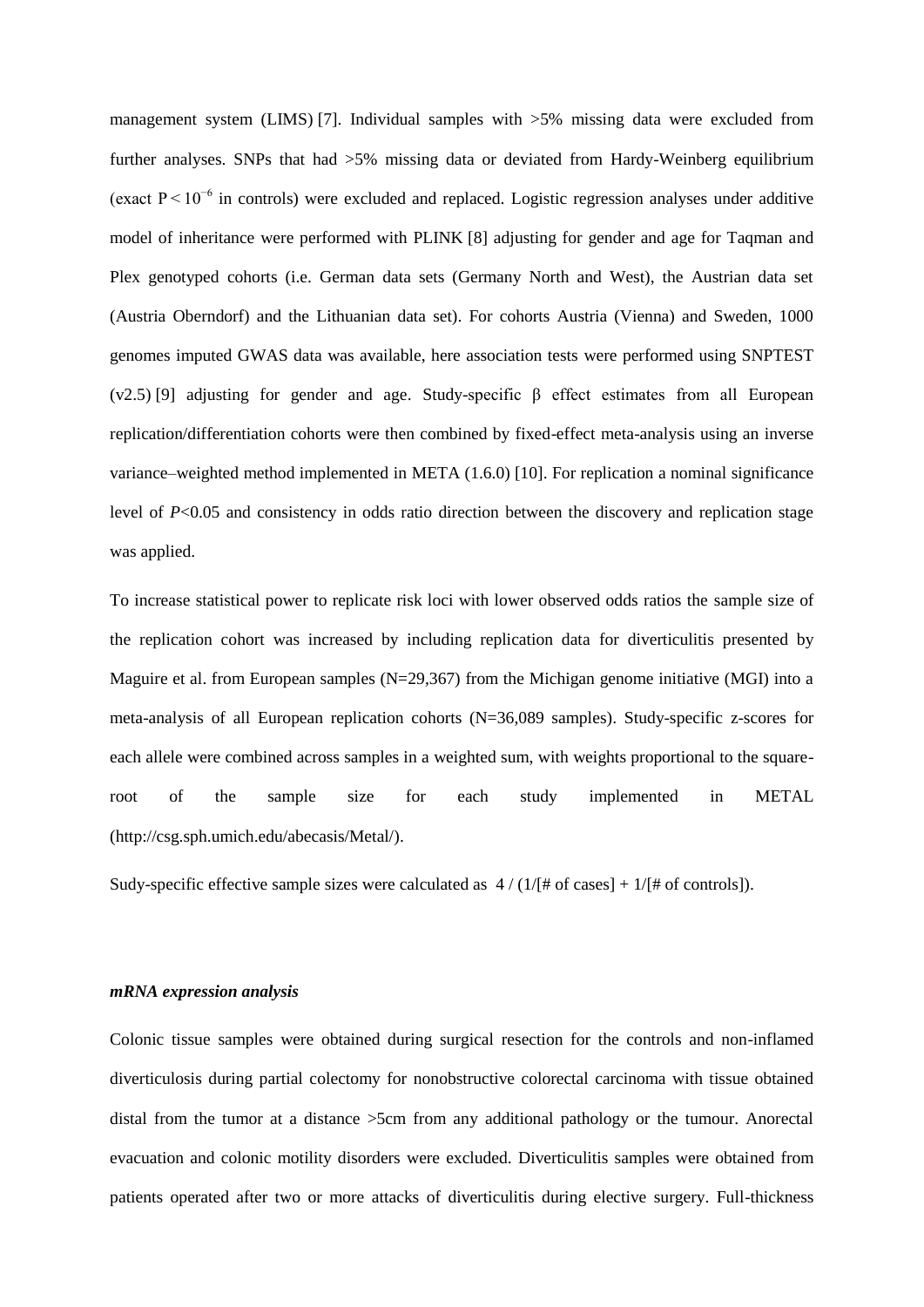management system (LIMS) [7]. Individual samples with >5% missing data were excluded from further analyses. SNPs that had >5% missing data or deviated from Hardy-Weinberg equilibrium (exact $P < 10^{-6}$ in controls) were excluded and replaced. Logistic regression analyses under additive model of inheritance were performed with PLINK [8] adjusting for gender and age for Taqman and Plex genotyped cohorts (i.e. German data sets (Germany North and West), the Austrian data set (Austria Oberndorf) and the Lithuanian data set). For cohorts Austria (Vienna) and Sweden, 1000 genomes imputed GWAS data was available, here association tests were performed using SNPTEST (v2.5) [9] adjusting for gender and age. Study-specific $\beta$ effect estimates from all European replication/differentiation cohorts were then combined by fixed-effect meta-analysis using an inverse variance–weighted method implemented in META (1.6.0) [10]. For replication a nominal significance level of $P<0.05$ and consistency in odds ratio direction between the discovery and replication stage was applied.

To increase statistical power to replicate risk loci with lower observed odds ratios the sample size of the replication cohort was increased by including replication data for diverticulitis presented by Maguire et al. from European samples (N=29,367) from the Michigan genome initiative (MGI) into a meta-analysis of all European replication cohorts (N=36,089 samples). Study-specific z-scores for each allele were combined across samples in a weighted sum, with weights proportional to the square-root of the sample size for each study implemented in METAL (http://csg.sph.umich.edu/abecasis/Metal/).

Sudy-specific effective sample sizes were calculated as 4 / (1/[# of cases] + 1/[# of controls]).

### *mRNA expression analysis*

Colonic tissue samples were obtained during surgical resection for the controls and non-inflamed diverticulosis during partial colectomy for nonobstructive colorectal carcinoma with tissue obtained distal from the tumor at a distance >5cm from any additional pathology or the tumour. Anorectal evacuation and colonic motility disorders were excluded. Diverticulitis samples were obtained from patients operated after two or more attacks of diverticulitis during elective surgery. Full-thickness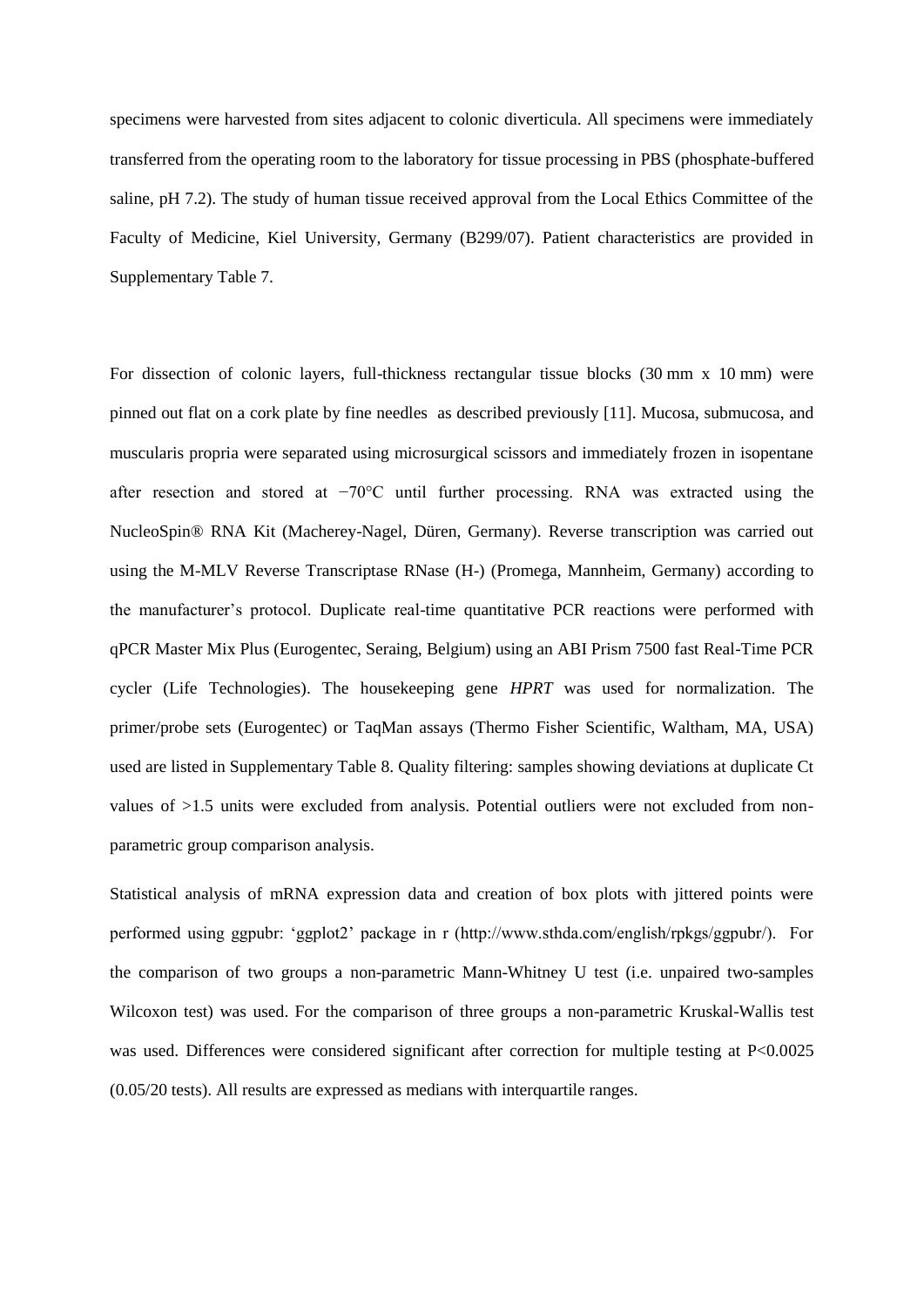specimens were harvested from sites adjacent to colonic diverticula. All specimens were immediately transferred from the operating room to the laboratory for tissue processing in PBS (phosphate-buffered saline, pH 7.2). The study of human tissue received approval from the Local Ethics Committee of the Faculty of Medicine, Kiel University, Germany (B299/07). Patient characteristics are provided in Supplementary Table 7.

For dissection of colonic layers, full-thickness rectangular tissue blocks (30 mm x 10 mm) were pinned out flat on a cork plate by fine needles as described previously [11]. Mucosa, submucosa, and muscularis propria were separated using microsurgical scissors and immediately frozen in isopentane after resection and stored at −70°C until further processing. RNA was extracted using the NucleoSpin® RNA Kit (Macherey-Nagel, Düren, Germany). Reverse transcription was carried out using the M-MLV Reverse Transcriptase RNase (H-) (Promega, Mannheim, Germany) according to the manufacturer's protocol. Duplicate real-time quantitative PCR reactions were performed with qPCR Master Mix Plus (Eurogentec, Seraing, Belgium) using an ABI Prism 7500 fast Real-Time PCR cycler (Life Technologies). The housekeeping gene *HPRT* was used for normalization. The primer/probe sets (Eurogentec) or TaqMan assays (Thermo Fisher Scientific, Waltham, MA, USA) used are listed in Supplementary Table 8. Quality filtering: samples showing deviations at duplicate Ct values of >1.5 units were excluded from analysis. Potential outliers were not excluded from non-parametric group comparison analysis.

Statistical analysis of mRNA expression data and creation of box plots with jittered points were performed using ggpubr: 'ggplot2' package in r (http://www.sthda.com/english/rpkgs/ggpubr/). For the comparison of two groups a non-parametric Mann-Whitney U test (i.e. unpaired two-samples Wilcoxon test) was used. For the comparison of three groups a non-parametric Kruskal-Wallis test was used. Differences were considered significant after correction for multiple testing at $P<0.0025$ (0.05/20 tests). All results are expressed as medians with interquartile ranges.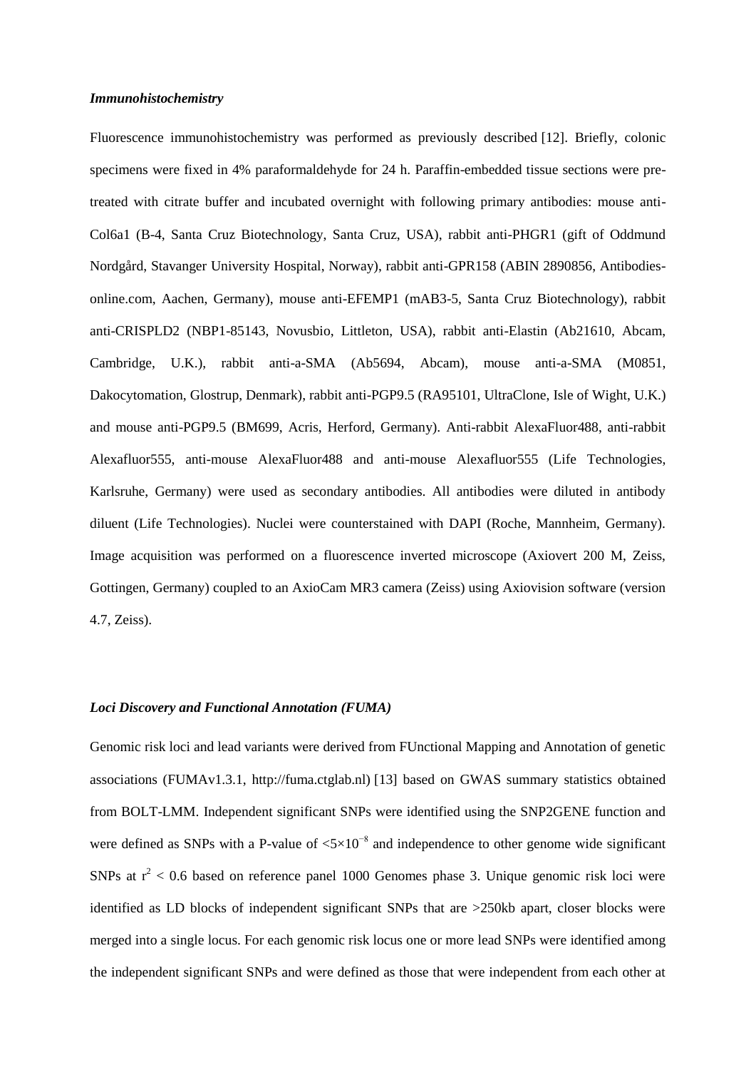### *Immunohistochemistry*

Fluorescence immunohistochemistry was performed as previously described [12]. Briefly, colonic specimens were fixed in 4% paraformaldehyde for 24 h. Paraffin-embedded tissue sections were pre-treated with citrate buffer and incubated overnight with following primary antibodies: mouse anti-Col6a1 (B-4, Santa Cruz Biotechnology, Santa Cruz, USA), rabbit anti-PHGR1 (gift of Oddmund Nordgård, Stavanger University Hospital, Norway), rabbit anti-GPR158 (ABIN 2890856, Antibodies-online.com, Aachen, Germany), mouse anti-EFEMP1 (mAB3-5, Santa Cruz Biotechnology), rabbit anti-CRISPLD2 (NBP1-85143, Novusbio, Littleton, USA), rabbit anti-Elastin (Ab21610, Abcam, Cambridge, U.K.), rabbit anti-a-SMA (Ab5694, Abcam), mouse anti-a-SMA (M0851, Dakocytomation, Glostrup, Denmark), rabbit anti-PGP9.5 (RA95101, UltraClone, Isle of Wight, U.K.) and mouse anti-PGP9.5 (BM699, Acris, Herford, Germany). Anti-rabbit AlexaFluor488, anti-rabbit Alexafluor555, anti-mouse AlexaFluor488 and anti-mouse Alexafluor555 (Life Technologies, Karlsruhe, Germany) were used as secondary antibodies. All antibodies were diluted in antibody diluent (Life Technologies). Nuclei were counterstained with DAPI (Roche, Mannheim, Germany). Image acquisition was performed on a fluorescence inverted microscope (Axiovert 200 M, Zeiss, Gottingen, Germany) coupled to an AxioCam MR3 camera (Zeiss) using Axiovision software (version 4.7, Zeiss).

### *Loci Discovery and Functional Annotation (FUMA)*

Genomic risk loci and lead variants were derived from FUnctional Mapping and Annotation of genetic associations (FUMAv1.3.1, http://fuma.ctglab.nl) [13] based on GWAS summary statistics obtained from BOLT-LMM. Independent significant SNPs were identified using the SNP2GENE function and were defined as SNPs with a P-value of $<5\times10^{-8}$ and independence to other genome wide significant SNPs at $r^2 < 0.6$ based on reference panel 1000 Genomes phase 3. Unique genomic risk loci were identified as LD blocks of independent significant SNPs that are >250kb apart, closer blocks were merged into a single locus. For each genomic risk locus one or more lead SNPs were identified among the independent significant SNPs and were defined as those that were independent from each other at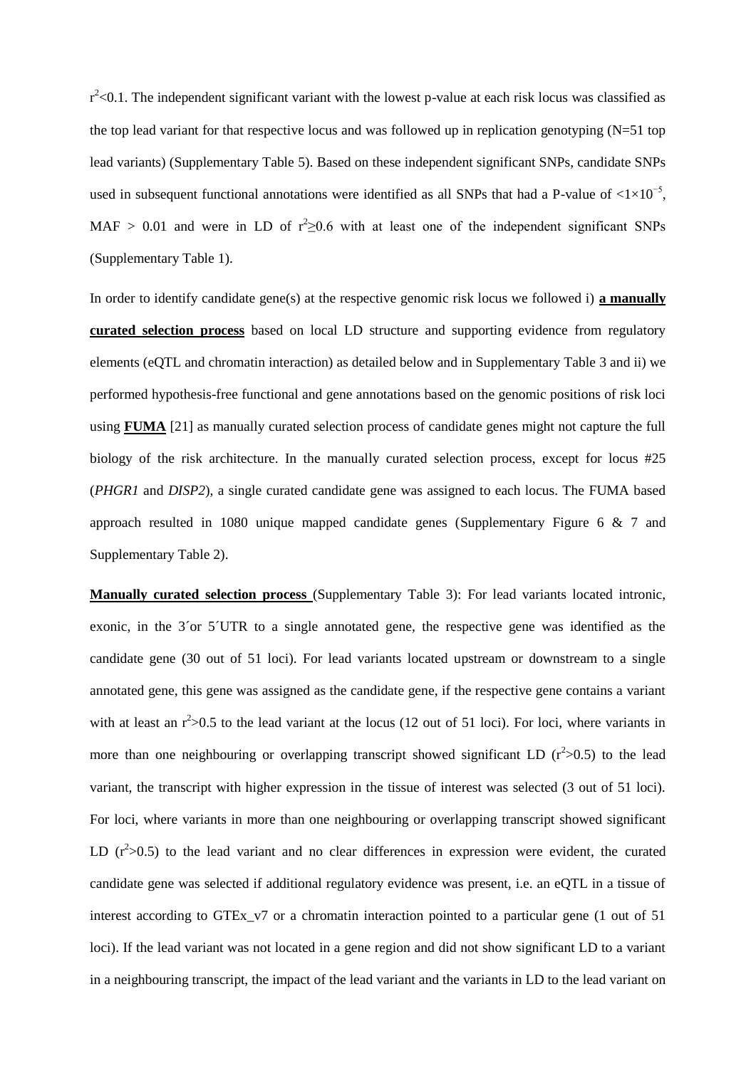$r^2$<0.1. The independent significant variant with the lowest p-value at each risk locus was classified as the top lead variant for that respective locus and was followed up in replication genotyping (N=51 top lead variants) (Supplementary Table 5). Based on these independent significant SNPs, candidate SNPs used in subsequent functional annotations were identified as all SNPs that had a P-value of $<1\times10^{-5}$, MAF > 0.01 and were in LD of $r^2\geq0.6$ with at least one of the independent significant SNPs (Supplementary Table 1).

In order to identify candidate gene(s) at the respective genomic risk locus we followed i) **a manually curated selection process** based on local LD structure and supporting evidence from regulatory elements (eQTL and chromatin interaction) as detailed below and in Supplementary Table 3 and ii) we performed hypothesis-free functional and gene annotations based on the genomic positions of risk loci using **FUMA** [21] as manually curated selection process of candidate genes might not capture the full biology of the risk architecture. In the manually curated selection process, except for locus #25 (*PHGR1* and *DISP2*), a single curated candidate gene was assigned to each locus. The FUMA based approach resulted in 1080 unique mapped candidate genes (Supplementary Figure 6 & 7 and Supplementary Table 2).

**Manually curated selection process** (Supplementary Table 3): For lead variants located intronic, exonic, in the 3´or 5´UTR to a single annotated gene, the respective gene was identified as the candidate gene (30 out of 51 loci). For lead variants located upstream or downstream to a single annotated gene, this gene was assigned as the candidate gene, if the respective gene contains a variant with at least an $r^2$>0.5 to the lead variant at the locus (12 out of 51 loci). For loci, where variants in more than one neighbouring or overlapping transcript showed significant LD ($r^2$>0.5) to the lead variant, the transcript with higher expression in the tissue of interest was selected (3 out of 51 loci). For loci, where variants in more than one neighbouring or overlapping transcript showed significant LD ($r^2$>0.5) to the lead variant and no clear differences in expression were evident, the curated candidate gene was selected if additional regulatory evidence was present, i.e. an eQTL in a tissue of interest according to GTEx_v7 or a chromatin interaction pointed to a particular gene (1 out of 51 loci). If the lead variant was not located in a gene region and did not show significant LD to a variant in a neighbouring transcript, the impact of the lead variant and the variants in LD to the lead variant on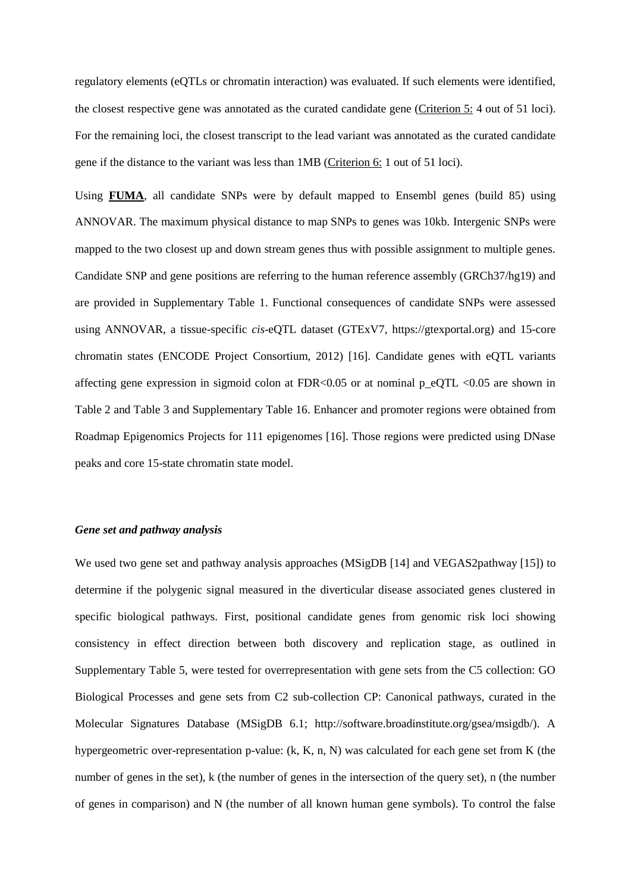regulatory elements (eQTLs or chromatin interaction) was evaluated. If such elements were identified, the closest respective gene was annotated as the curated candidate gene (Criterion 5: 4 out of 51 loci). For the remaining loci, the closest transcript to the lead variant was annotated as the curated candidate gene if the distance to the variant was less than 1MB (Criterion 6: 1 out of 51 loci).

Using **FUMA**, all candidate SNPs were by default mapped to Ensembl genes (build 85) using ANNOVAR. The maximum physical distance to map SNPs to genes was 10kb. Intergenic SNPs were mapped to the two closest up and down stream genes thus with possible assignment to multiple genes. Candidate SNP and gene positions are referring to the human reference assembly (GRCh37/hg19) and are provided in Supplementary Table 1. Functional consequences of candidate SNPs were assessed using ANNOVAR, a tissue-specific *cis*-eQTL dataset (GTExV7, https://gtexportal.org) and 15-core chromatin states (ENCODE Project Consortium, 2012) [16]. Candidate genes with eQTL variants affecting gene expression in sigmoid colon at FDR<0.05 or at nominal p_eQTL <0.05 are shown in Table 2 and Table 3 and Supplementary Table 16. Enhancer and promoter regions were obtained from Roadmap Epigenomics Projects for 111 epigenomes [16]. Those regions were predicted using DNase peaks and core 15-state chromatin state model.

### *Gene set and pathway analysis*

We used two gene set and pathway analysis approaches (MSigDB [14] and VEGAS2pathway [15]) to determine if the polygenic signal measured in the diverticular disease associated genes clustered in specific biological pathways. First, positional candidate genes from genomic risk loci showing consistency in effect direction between both discovery and replication stage, as outlined in Supplementary Table 5, were tested for overrepresentation with gene sets from the C5 collection: GO Biological Processes and gene sets from C2 sub-collection CP: Canonical pathways, curated in the Molecular Signatures Database (MSigDB 6.1; http://software.broadinstitute.org/gsea/msigdb/). A hypergeometric over-representation p-value: (k, K, n, N) was calculated for each gene set from K (the number of genes in the set), k (the number of genes in the intersection of the query set), n (the number of genes in comparison) and N (the number of all known human gene symbols). To control the false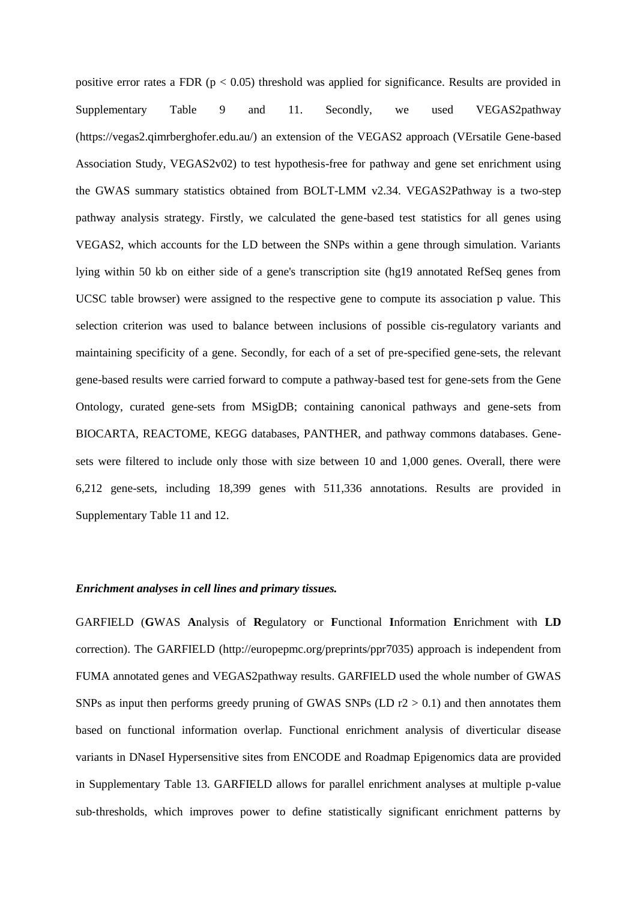positive error rates a FDR ($p < 0.05$) threshold was applied for significance. Results are provided in Supplementary Table 9 and 11. Secondly, we used VEGAS2pathway (https://vegas2.qimrberghofer.edu.au/) an extension of the VEGAS2 approach (VErsatile Gene-based Association Study, VEGAS2v02) to test hypothesis-free for pathway and gene set enrichment using the GWAS summary statistics obtained from BOLT-LMM v2.34. VEGAS2Pathway is a two-step pathway analysis strategy. Firstly, we calculated the gene-based test statistics for all genes using VEGAS2, which accounts for the LD between the SNPs within a gene through simulation. Variants lying within 50 kb on either side of a gene's transcription site (hg19 annotated RefSeq genes from UCSC table browser) were assigned to the respective gene to compute its association p value. This selection criterion was used to balance between inclusions of possible cis-regulatory variants and maintaining specificity of a gene. Secondly, for each of a set of pre-specified gene-sets, the relevant gene-based results were carried forward to compute a pathway-based test for gene-sets from the Gene Ontology, curated gene-sets from MSigDB; containing canonical pathways and gene-sets from BIOCARTA, REACTOME, KEGG databases, PANTHER, and pathway commons databases. Gene-sets were filtered to include only those with size between 10 and 1,000 genes. Overall, there were 6,212 gene-sets, including 18,399 genes with 511,336 annotations. Results are provided in Supplementary Table 11 and 12.

***Enrichment analyses in cell lines and primary tissues.***

GARFIELD (**G**WAS **A**nalysis of **R**egulatory or **F**unctional **I**nformation **E**nrichment with **LD** correction). The GARFIELD (http://europepmc.org/preprints/ppr7035) approach is independent from FUMA annotated genes and VEGAS2pathway results. GARFIELD used the whole number of GWAS SNPs as input then performs greedy pruning of GWAS SNPs (LD $r2 > 0.1$) and then annotates them based on functional information overlap. Functional enrichment analysis of diverticular disease variants in DNaseI Hypersensitive sites from ENCODE and Roadmap Epigenomics data are provided in Supplementary Table 13. GARFIELD allows for parallel enrichment analyses at multiple p-value sub-thresholds, which improves power to define statistically significant enrichment patterns by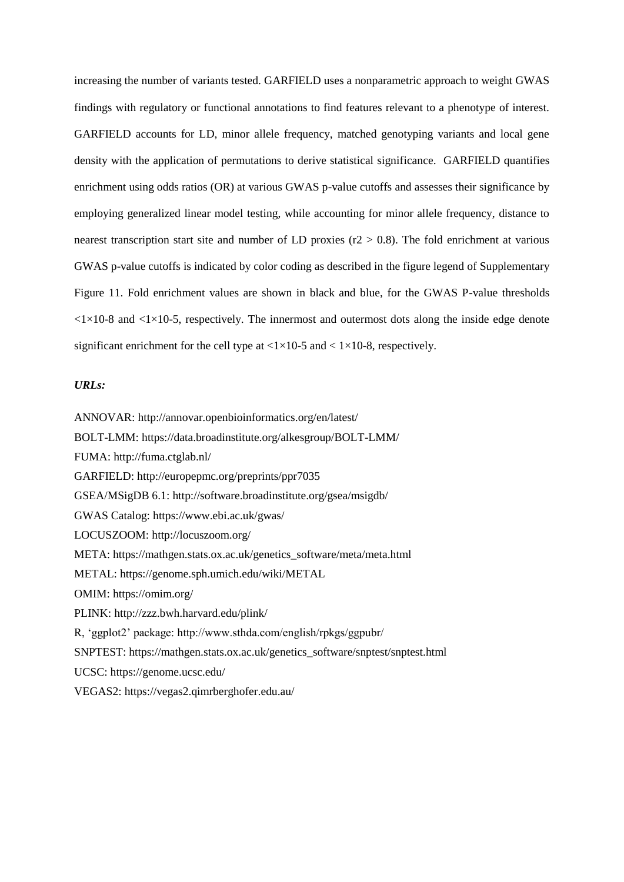increasing the number of variants tested. GARFIELD uses a nonparametric approach to weight GWAS findings with regulatory or functional annotations to find features relevant to a phenotype of interest. GARFIELD accounts for LD, minor allele frequency, matched genotyping variants and local gene density with the application of permutations to derive statistical significance. GARFIELD quantifies enrichment using odds ratios (OR) at various GWAS p-value cutoffs and assesses their significance by employing generalized linear model testing, while accounting for minor allele frequency, distance to nearest transcription start site and number of LD proxies ($r2 > 0.8$). The fold enrichment at various GWAS p-value cutoffs is indicated by color coding as described in the figure legend of Supplementary Figure 11. Fold enrichment values are shown in black and blue, for the GWAS P-value thresholds $<1\times10\text{-}8$ and $<1\times10\text{-}5$, respectively. The innermost and outermost dots along the inside edge denote significant enrichment for the cell type at $<1\times10\text{-}5$ and $< 1\times10\text{-}8$, respectively.

***URLs:***

ANNOVAR: http://annovar.openbioinformatics.org/en/latest/
BOLT-LMM: https://data.broadinstitute.org/alkesgroup/BOLT-LMM/
FUMA: http://fuma.ctglab.nl/
GARFIELD: http://europepmc.org/preprints/ppr7035
GSEA/MSigDB 6.1: http://software.broadinstitute.org/gsea/msigdb/
GWAS Catalog: https://www.ebi.ac.uk/gwas/
LOCUSZOOM: http://locuszoom.org/
META: https://mathgen.stats.ox.ac.uk/genetics_software/meta/meta.html
METAL: https://genome.sph.umich.edu/wiki/METAL
OMIM: https://omim.org/
PLINK: http://zzz.bwh.harvard.edu/plink/
R, 'ggplot2' package: http://www.sthda.com/english/rpkgs/ggpubr/
SNPTEST: https://mathgen.stats.ox.ac.uk/genetics_software/snptest/snptest.html
UCSC: https://genome.ucsc.edu/
VEGAS2: https://vegas2.qimrberghofer.edu.au/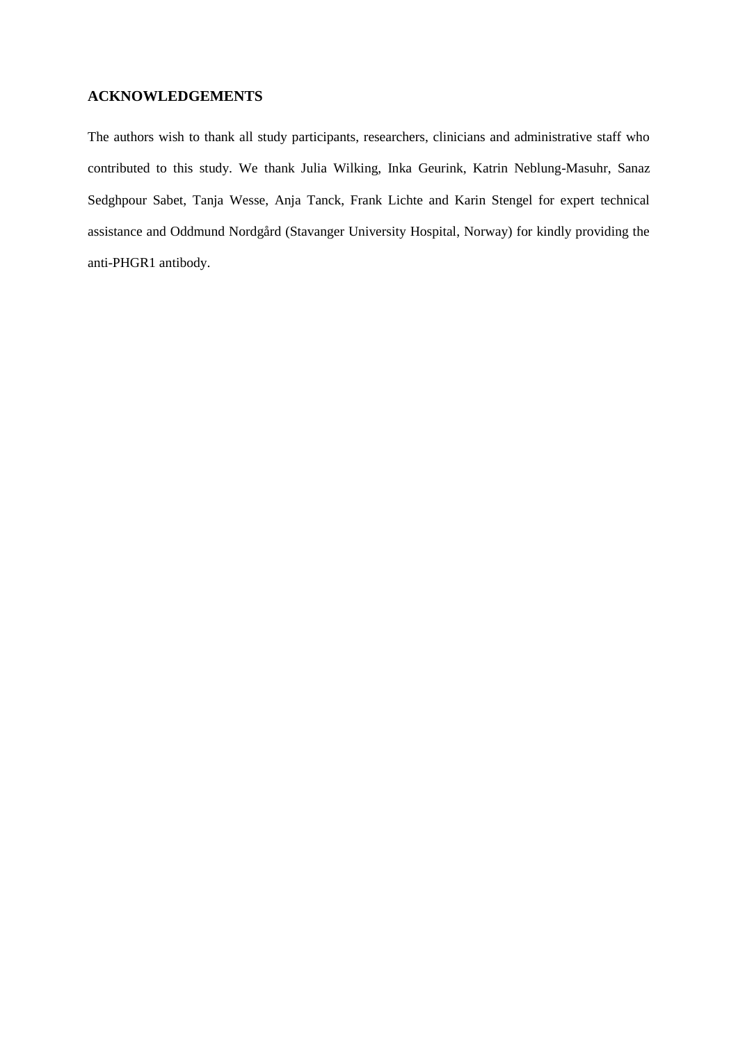## ACKNOWLEDGEMENTS

The authors wish to thank all study participants, researchers, clinicians and administrative staff who contributed to this study. We thank Julia Wilking, Inka Geurink, Katrin Neblung-Masuhr, Sanaz Sedghpour Sabet, Tanja Wesse, Anja Tanck, Frank Lichte and Karin Stengel for expert technical assistance and Oddmund Nordgård (Stavanger University Hospital, Norway) for kindly providing the anti-PHGR1 antibody.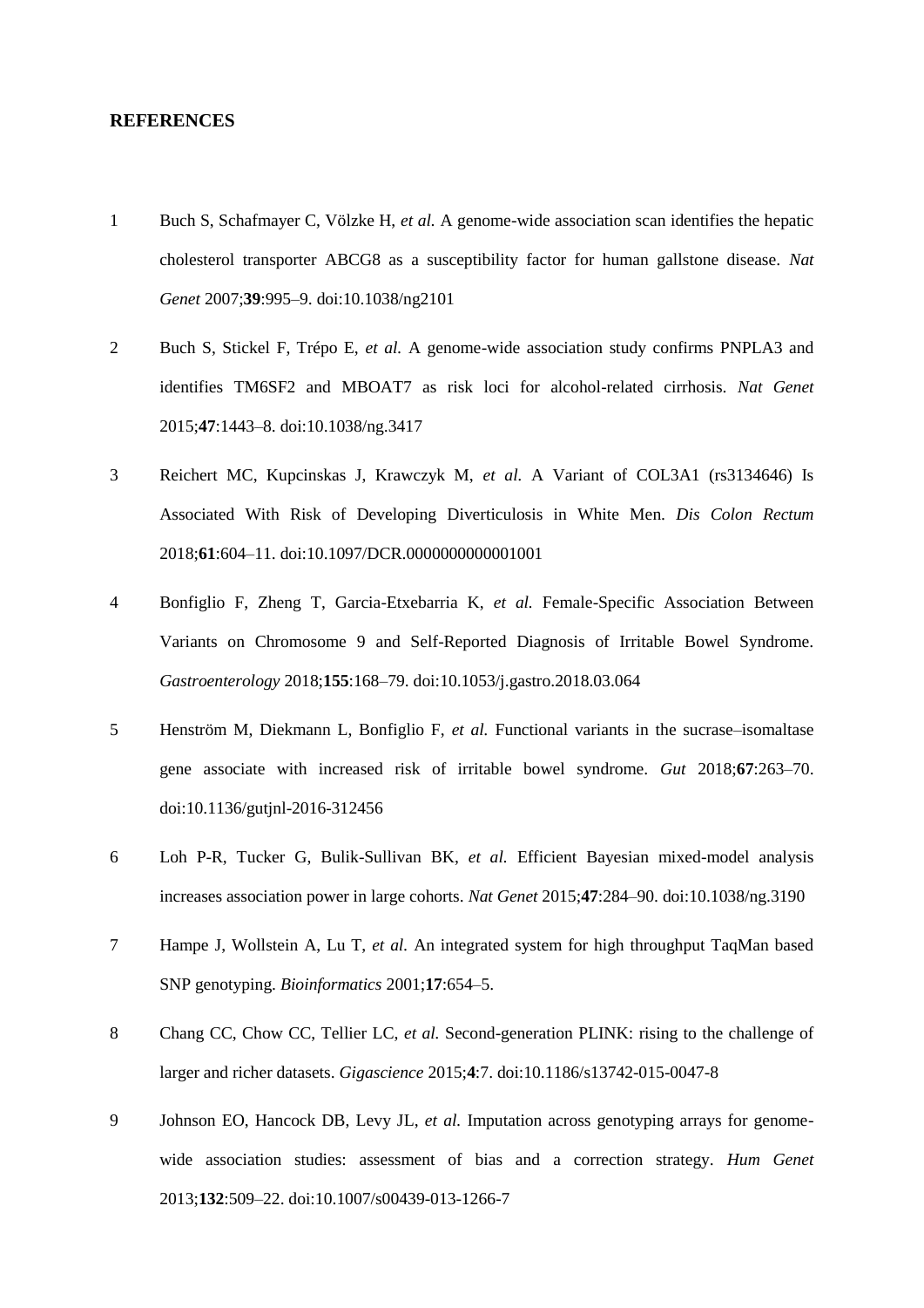## REFERENCES

1. Buch S, Schafmayer C, Völzke H, *et al.* A genome-wide association scan identifies the hepatic cholesterol transporter ABCG8 as a susceptibility factor for human gallstone disease. *Nat Genet* 2007;**39**:995–9. doi:10.1038/ng2101

2. Buch S, Stickel F, Trépo E, *et al.* A genome-wide association study confirms PNPLA3 and identifies TM6SF2 and MBOAT7 as risk loci for alcohol-related cirrhosis. *Nat Genet* 2015;**47**:1443–8. doi:10.1038/ng.3417

3. Reichert MC, Kupcinskas J, Krawczyk M, *et al.* A Variant of COL3A1 (rs3134646) Is Associated With Risk of Developing Diverticulosis in White Men. *Dis Colon Rectum* 2018;**61**:604–11. doi:10.1097/DCR.0000000000001001

4. Bonfiglio F, Zheng T, Garcia-Etxebarria K, *et al.* Female-Specific Association Between Variants on Chromosome 9 and Self-Reported Diagnosis of Irritable Bowel Syndrome. *Gastroenterology* 2018;**155**:168–79. doi:10.1053/j.gastro.2018.03.064

5. Henström M, Diekmann L, Bonfiglio F, *et al.* Functional variants in the sucrase–isomaltase gene associate with increased risk of irritable bowel syndrome. *Gut* 2018;**67**:263–70. doi:10.1136/gutjnl-2016-312456

6. Loh P-R, Tucker G, Bulik-Sullivan BK, *et al.* Efficient Bayesian mixed-model analysis increases association power in large cohorts. *Nat Genet* 2015;**47**:284–90. doi:10.1038/ng.3190

7. Hampe J, Wollstein A, Lu T, *et al.* An integrated system for high throughput TaqMan based SNP genotyping. *Bioinformatics* 2001;**17**:654–5.

8. Chang CC, Chow CC, Tellier LC, *et al.* Second-generation PLINK: rising to the challenge of larger and richer datasets. *Gigascience* 2015;**4**:7. doi:10.1186/s13742-015-0047-8

9. Johnson EO, Hancock DB, Levy JL, *et al.* Imputation across genotyping arrays for genome-wide association studies: assessment of bias and a correction strategy. *Hum Genet* 2013;**132**:509–22. doi:10.1007/s00439-013-1266-7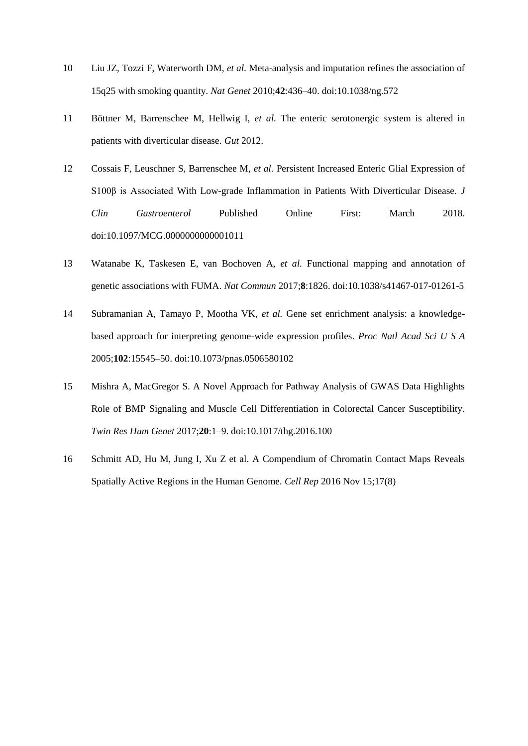10 Liu JZ, Tozzi F, Waterworth DM, *et al.* Meta-analysis and imputation refines the association of 15q25 with smoking quantity. *Nat Genet* 2010;**42**:436–40. doi:10.1038/ng.572

11 Böttner M, Barrenschee M, Hellwig I, *et al.* The enteric serotonergic system is altered in patients with diverticular disease. *Gut* 2012.

12 Cossais F, Leuschner S, Barrenschee M, *et al.* Persistent Increased Enteric Glial Expression of S100β is Associated With Low-grade Inflammation in Patients With Diverticular Disease. *J Clin Gastroenterol* Published Online First: March 2018. doi:10.1097/MCG.0000000000001011

13 Watanabe K, Taskesen E, van Bochoven A, *et al.* Functional mapping and annotation of genetic associations with FUMA. *Nat Commun* 2017;**8**:1826. doi:10.1038/s41467-017-01261-5

14 Subramanian A, Tamayo P, Mootha VK, *et al.* Gene set enrichment analysis: a knowledge-based approach for interpreting genome-wide expression profiles. *Proc Natl Acad Sci U S A* 2005;**102**:15545–50. doi:10.1073/pnas.0506580102

15 Mishra A, MacGregor S. A Novel Approach for Pathway Analysis of GWAS Data Highlights Role of BMP Signaling and Muscle Cell Differentiation in Colorectal Cancer Susceptibility. *Twin Res Hum Genet* 2017;**20**:1–9. doi:10.1017/thg.2016.100

16 Schmitt AD, Hu M, Jung I, Xu Z et al. A Compendium of Chromatin Contact Maps Reveals Spatially Active Regions in the Human Genome. *Cell Rep* 2016 Nov 15;17(8)